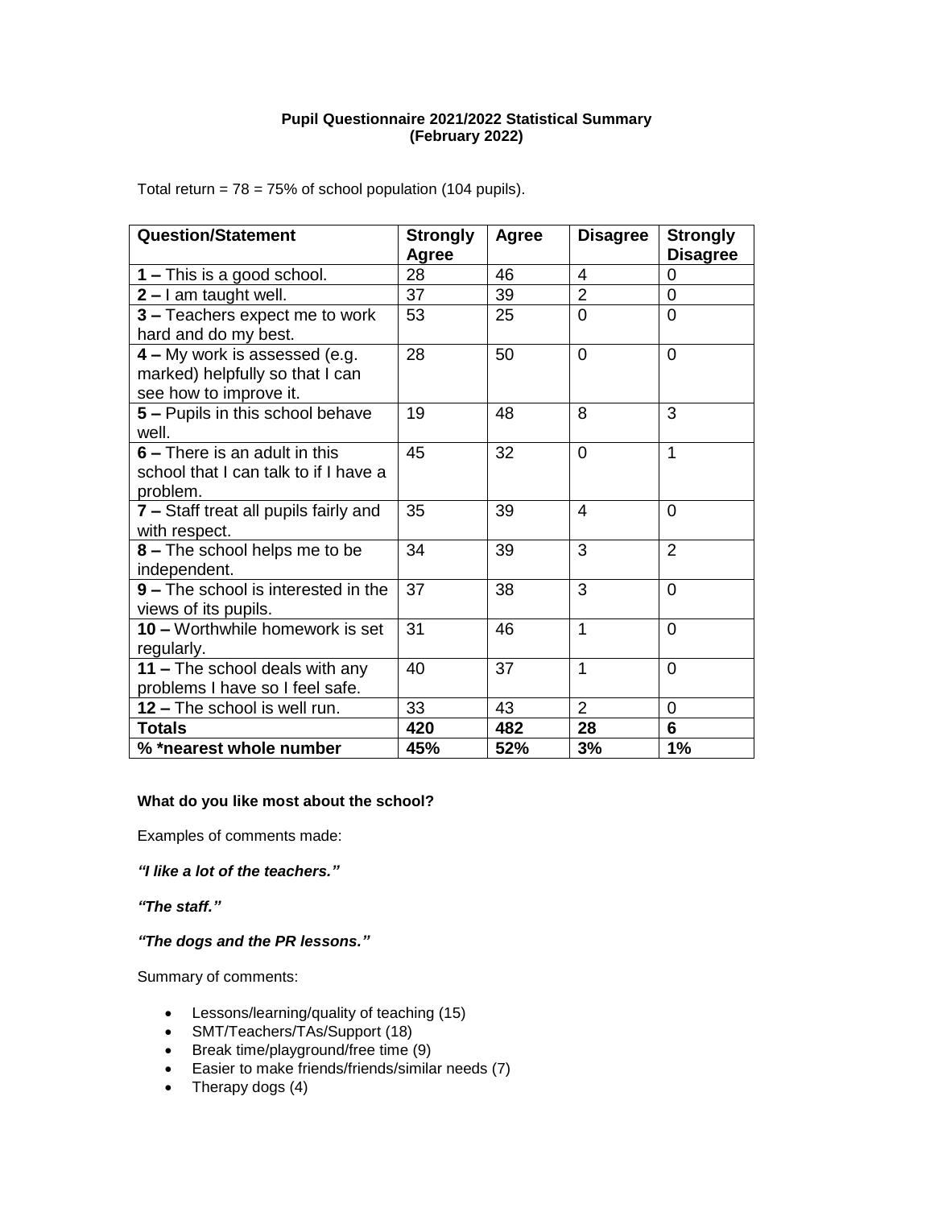**Pupil Questionnaire 2021/2022 Statistical Summary (February 2022)**

Total return = 78 = 75% of school population (104 pupils).

| Question/Statement | Strongly Agree | Agree | Disagree | Strongly Disagree |
|---|---|---|---|---|
| **1 –** This is a good school. | 28 | 46 | 4 | 0 |
| **2 –** I am taught well. | 37 | 39 | 2 | 0 |
| **3 –** Teachers expect me to work hard and do my best. | 53 | 25 | 0 | 0 |
| **4 –** My work is assessed (e.g. marked) helpfully so that I can see how to improve it. | 28 | 50 | 0 | 0 |
| **5 –** Pupils in this school behave well. | 19 | 48 | 8 | 3 |
| **6 –** There is an adult in this school that I can talk to if I have a problem. | 45 | 32 | 0 | 1 |
| **7 –** Staff treat all pupils fairly and with respect. | 35 | 39 | 4 | 0 |
| **8 –** The school helps me to be independent. | 34 | 39 | 3 | 2 |
| **9 –** The school is interested in the views of its pupils. | 37 | 38 | 3 | 0 |
| **10 –** Worthwhile homework is set regularly. | 31 | 46 | 1 | 0 |
| **11 –** The school deals with any problems I have so I feel safe. | 40 | 37 | 1 | 0 |
| **12 –** The school is well run. | 33 | 43 | 2 | 0 |
| **Totals** | **420** | **482** | **28** | **6** |
| **% *nearest whole number** | **45%** | **52%** | **3%** | **1%** |

**What do you like most about the school?**

Examples of comments made:

***"I like a lot of the teachers."***

***"The staff."***

***"The dogs and the PR lessons."***

Summary of comments:

- Lessons/learning/quality of teaching (15)
- SMT/Teachers/TAs/Support (18)
- Break time/playground/free time (9)
- Easier to make friends/friends/similar needs (7)
- Therapy dogs (4)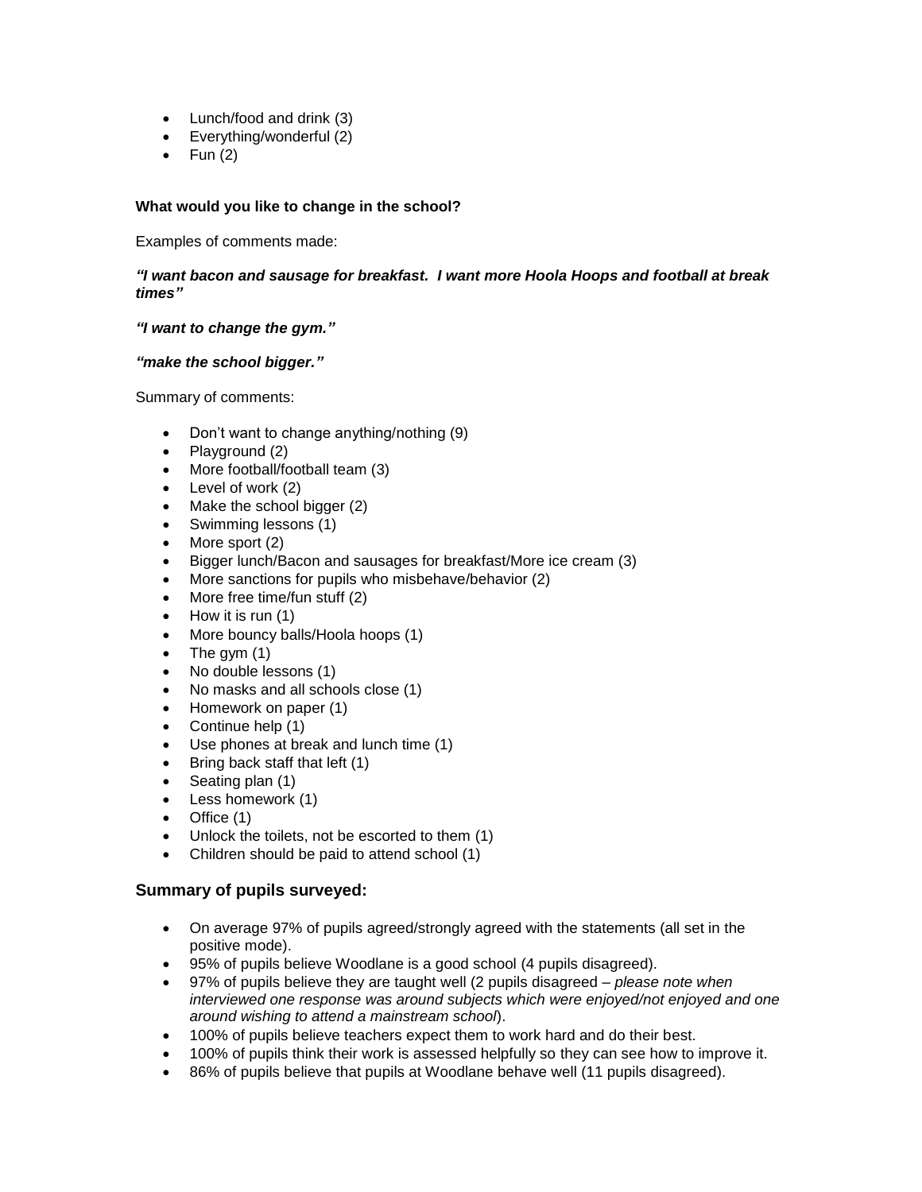- Lunch/food and drink (3)
- Everything/wonderful (2)
- Fun (2)

**What would you like to change in the school?**

Examples of comments made:

***"I want bacon and sausage for breakfast. I want more Hoola Hoops and football at break times"***

***"I want to change the gym."***

***"make the school bigger."***

Summary of comments:

- Don't want to change anything/nothing (9)
- Playground (2)
- More football/football team (3)
- Level of work (2)
- Make the school bigger (2)
- Swimming lessons (1)
- More sport (2)
- Bigger lunch/Bacon and sausages for breakfast/More ice cream (3)
- More sanctions for pupils who misbehave/behavior (2)
- More free time/fun stuff (2)
- How it is run (1)
- More bouncy balls/Hoola hoops (1)
- The gym (1)
- No double lessons (1)
- No masks and all schools close (1)
- Homework on paper (1)
- Continue help (1)
- Use phones at break and lunch time (1)
- Bring back staff that left (1)
- Seating plan (1)
- Less homework (1)
- Office (1)
- Unlock the toilets, not be escorted to them (1)
- Children should be paid to attend school (1)

### Summary of pupils surveyed:

- On average 97% of pupils agreed/strongly agreed with the statements (all set in the positive mode).
- 95% of pupils believe Woodlane is a good school (4 pupils disagreed).
- 97% of pupils believe they are taught well (2 pupils disagreed – *please note when interviewed one response was around subjects which were enjoyed/not enjoyed and one around wishing to attend a mainstream school*).
- 100% of pupils believe teachers expect them to work hard and do their best.
- 100% of pupils think their work is assessed helpfully so they can see how to improve it.
- 86% of pupils believe that pupils at Woodlane behave well (11 pupils disagreed).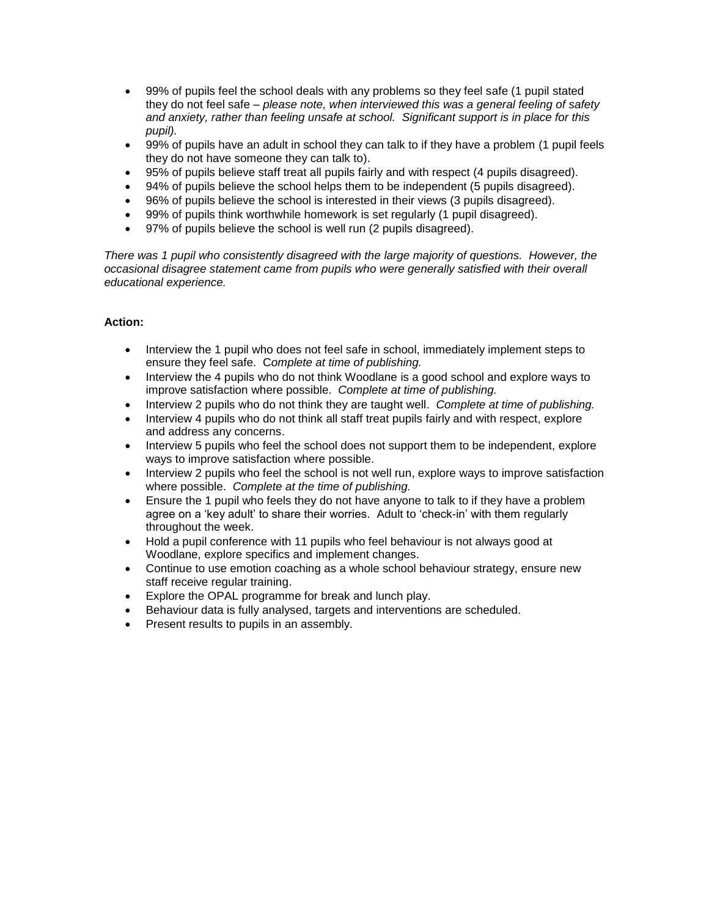- 99% of pupils feel the school deals with any problems so they feel safe (1 pupil stated they do not feel safe – *please note, when interviewed this was a general feeling of safety and anxiety, rather than feeling unsafe at school. Significant support is in place for this pupil).*
- 99% of pupils have an adult in school they can talk to if they have a problem (1 pupil feels they do not have someone they can talk to).
- 95% of pupils believe staff treat all pupils fairly and with respect (4 pupils disagreed).
- 94% of pupils believe the school helps them to be independent (5 pupils disagreed).
- 96% of pupils believe the school is interested in their views (3 pupils disagreed).
- 99% of pupils think worthwhile homework is set regularly (1 pupil disagreed).
- 97% of pupils believe the school is well run (2 pupils disagreed).

*There was 1 pupil who consistently disagreed with the large majority of questions. However, the occasional disagree statement came from pupils who were generally satisfied with their overall educational experience.*

**Action:**

- Interview the 1 pupil who does not feel safe in school, immediately implement steps to ensure they feel safe. C*omplete at time of publishing.*
- Interview the 4 pupils who do not think Woodlane is a good school and explore ways to improve satisfaction where possible. *Complete at time of publishing.*
- Interview 2 pupils who do not think they are taught well. *Complete at time of publishing.*
- Interview 4 pupils who do not think all staff treat pupils fairly and with respect, explore and address any concerns.
- Interview 5 pupils who feel the school does not support them to be independent, explore ways to improve satisfaction where possible.
- Interview 2 pupils who feel the school is not well run, explore ways to improve satisfaction where possible. *Complete at the time of publishing.*
- Ensure the 1 pupil who feels they do not have anyone to talk to if they have a problem agree on a 'key adult' to share their worries. Adult to 'check-in' with them regularly throughout the week.
- Hold a pupil conference with 11 pupils who feel behaviour is not always good at Woodlane, explore specifics and implement changes.
- Continue to use emotion coaching as a whole school behaviour strategy, ensure new staff receive regular training.
- Explore the OPAL programme for break and lunch play.
- Behaviour data is fully analysed, targets and interventions are scheduled.
- Present results to pupils in an assembly.